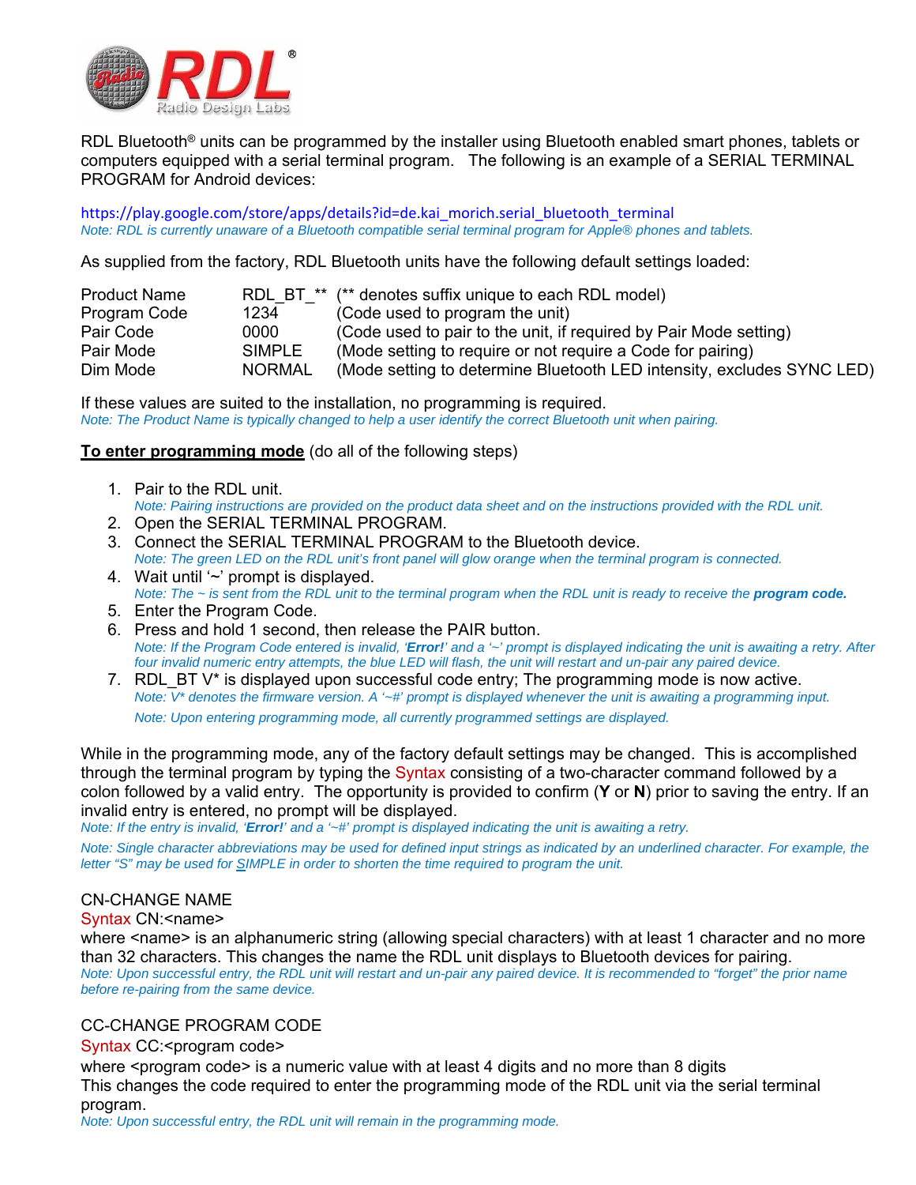RDL Bluetooth® units can be programmed by the installer using Bluetooth enabled smart phones, tablets or computers equipped with a serial terminal program. The following is an example of a SERIAL TERMINAL PROGRAM for Android devices:

https://play.google.com/store/apps/details?id=de.kai_morich.serial_bluetooth_terminal
*Note: RDL is currently unaware of a Bluetooth compatible serial terminal program for Apple® phones and tablets.*

As supplied from the factory, RDL Bluetooth units have the following default settings loaded:

| | | |
|---|---|---|
| Product Name | RDL_BT_** | (** denotes suffix unique to each RDL model) |
| Program Code | 1234 | (Code used to program the unit) |
| Pair Code | 0000 | (Code used to pair to the unit, if required by Pair Mode setting) |
| Pair Mode | SIMPLE | (Mode setting to require or not require a Code for pairing) |
| Dim Mode | NORMAL | (Mode setting to determine Bluetooth LED intensity, excludes SYNC LED) |

If these values are suited to the installation, no programming is required.
*Note: The Product Name is typically changed to help a user identify the correct Bluetooth unit when pairing.*

**<u>To enter programming mode</u>** (do all of the following steps)

1. Pair to the RDL unit.
   *Note: Pairing instructions are provided on the product data sheet and on the instructions provided with the RDL unit.*
2. Open the SERIAL TERMINAL PROGRAM.
3. Connect the SERIAL TERMINAL PROGRAM to the Bluetooth device.
   *Note: The green LED on the RDL unit's front panel will glow orange when the terminal program is connected.*
4. Wait until '~' prompt is displayed.
   *Note: The ~ is sent from the RDL unit to the terminal program when the RDL unit is ready to receive the **program code.***
5. Enter the Program Code.
6. Press and hold 1 second, then release the PAIR button.
   *Note: If the Program Code entered is invalid, '**Error!**' and a '~' prompt is displayed indicating the unit is awaiting a retry. After four invalid numeric entry attempts, the blue LED will flash, the unit will restart and un-pair any paired device.*
7. RDL_BT V* is displayed upon successful code entry; The programming mode is now active.
   *Note: V* denotes the firmware version. A '~#' prompt is displayed whenever the unit is awaiting a programming input.*

   *Note: Upon entering programming mode, all currently programmed settings are displayed.*

While in the programming mode, any of the factory default settings may be changed. This is accomplished through the terminal program by typing the Syntax consisting of a two-character command followed by a colon followed by a valid entry. The opportunity is provided to confirm (**Y** or **N**) prior to saving the entry. If an invalid entry is entered, no prompt will be displayed.
*Note: If the entry is invalid, '**Error!**' and a '~#' prompt is displayed indicating the unit is awaiting a retry.*

*Note: Single character abbreviations may be used for defined input strings as indicated by an underlined character. For example, the letter "S" may be used for <u>S</u>IMPLE in order to shorten the time required to program the unit.*

CN-CHANGE NAME
Syntax CN:<name>
where <name> is an alphanumeric string (allowing special characters) with at least 1 character and no more than 32 characters. This changes the name the RDL unit displays to Bluetooth devices for pairing.
*Note: Upon successful entry, the RDL unit will restart and un-pair any paired device. It is recommended to "forget" the prior name before re-pairing from the same device.*

CC-CHANGE PROGRAM CODE
Syntax CC:<program code>
where <program code> is a numeric value with at least 4 digits and no more than 8 digits
This changes the code required to enter the programming mode of the RDL unit via the serial terminal program.
*Note: Upon successful entry, the RDL unit will remain in the programming mode.*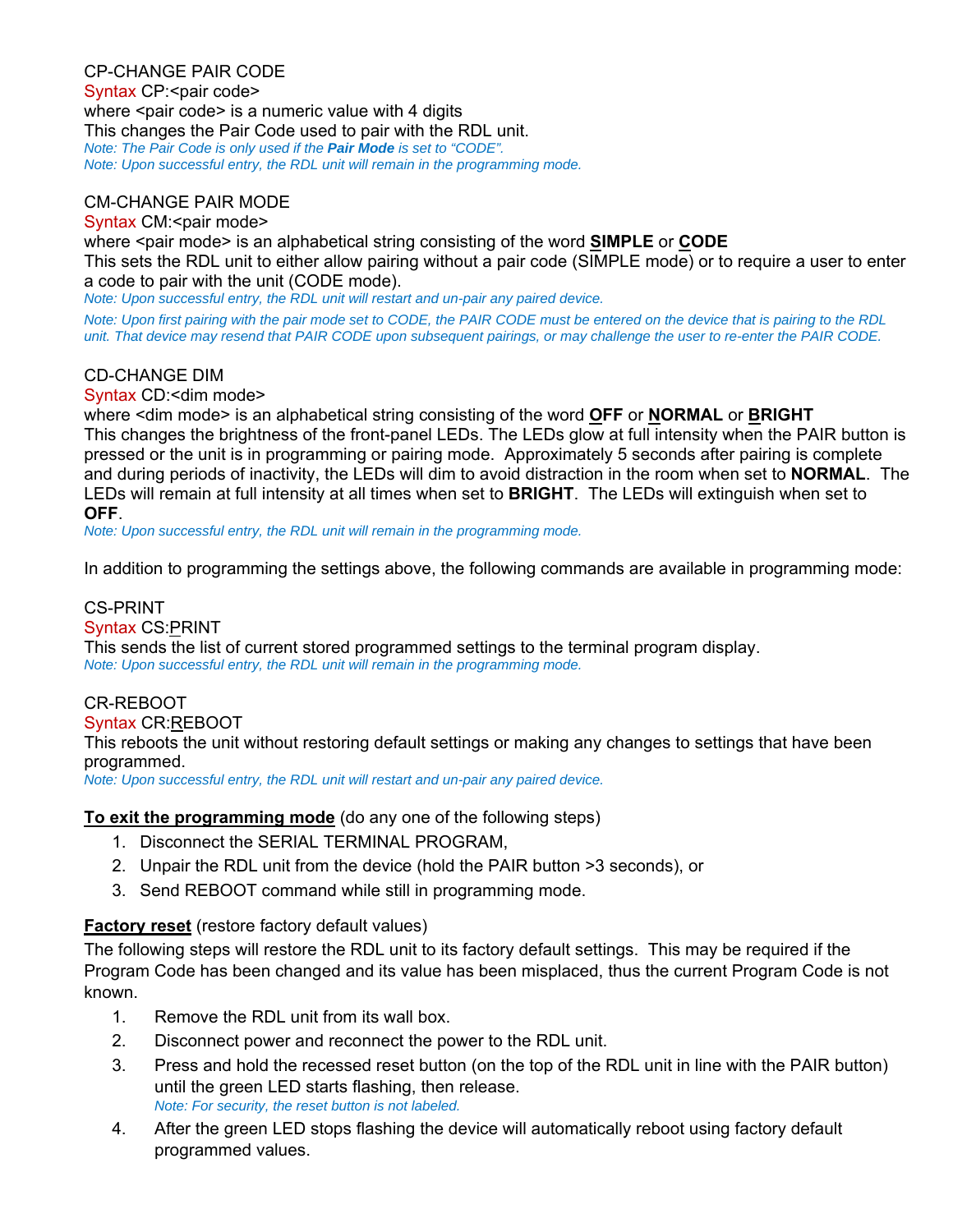CP-CHANGE PAIR CODE

Syntax CP:<pair code>

where <pair code> is a numeric value with 4 digits

This changes the Pair Code used to pair with the RDL unit.

*Note: The Pair Code is only used if the* ***Pair Mode*** *is set to "CODE".*

*Note: Upon successful entry, the RDL unit will remain in the programming mode.*

CM-CHANGE PAIR MODE

Syntax CM:<pair mode>

where <pair mode> is an alphabetical string consisting of the word **SIMPLE** or **CODE**

This sets the RDL unit to either allow pairing without a pair code (SIMPLE mode) or to require a user to enter a code to pair with the unit (CODE mode).

*Note: Upon successful entry, the RDL unit will restart and un-pair any paired device.*

*Note: Upon first pairing with the pair mode set to CODE, the PAIR CODE must be entered on the device that is pairing to the RDL unit. That device may resend that PAIR CODE upon subsequent pairings, or may challenge the user to re-enter the PAIR CODE.*

CD-CHANGE DIM

Syntax CD:<dim mode>

where <dim mode> is an alphabetical string consisting of the word **OFF** or **NORMAL** or **BRIGHT**

This changes the brightness of the front-panel LEDs. The LEDs glow at full intensity when the PAIR button is pressed or the unit is in programming or pairing mode. Approximately 5 seconds after pairing is complete and during periods of inactivity, the LEDs will dim to avoid distraction in the room when set to **NORMAL**. The LEDs will remain at full intensity at all times when set to **BRIGHT**. The LEDs will extinguish when set to **OFF**.

*Note: Upon successful entry, the RDL unit will remain in the programming mode.*

In addition to programming the settings above, the following commands are available in programming mode:

CS-PRINT

Syntax CS:PRINT

This sends the list of current stored programmed settings to the terminal program display.

*Note: Upon successful entry, the RDL unit will remain in the programming mode.*

CR-REBOOT

Syntax CR:REBOOT

This reboots the unit without restoring default settings or making any changes to settings that have been programmed.

*Note: Upon successful entry, the RDL unit will restart and un-pair any paired device.*

**To exit the programming mode** (do any one of the following steps)

1. Disconnect the SERIAL TERMINAL PROGRAM,
2. Unpair the RDL unit from the device (hold the PAIR button >3 seconds), or
3. Send REBOOT command while still in programming mode.

**Factory reset** (restore factory default values)

The following steps will restore the RDL unit to its factory default settings. This may be required if the Program Code has been changed and its value has been misplaced, thus the current Program Code is not known.

1. Remove the RDL unit from its wall box.
2. Disconnect power and reconnect the power to the RDL unit.
3. Press and hold the recessed reset button (on the top of the RDL unit in line with the PAIR button) until the green LED starts flashing, then release.
   *Note: For security, the reset button is not labeled.*
4. After the green LED stops flashing the device will automatically reboot using factory default programmed values.